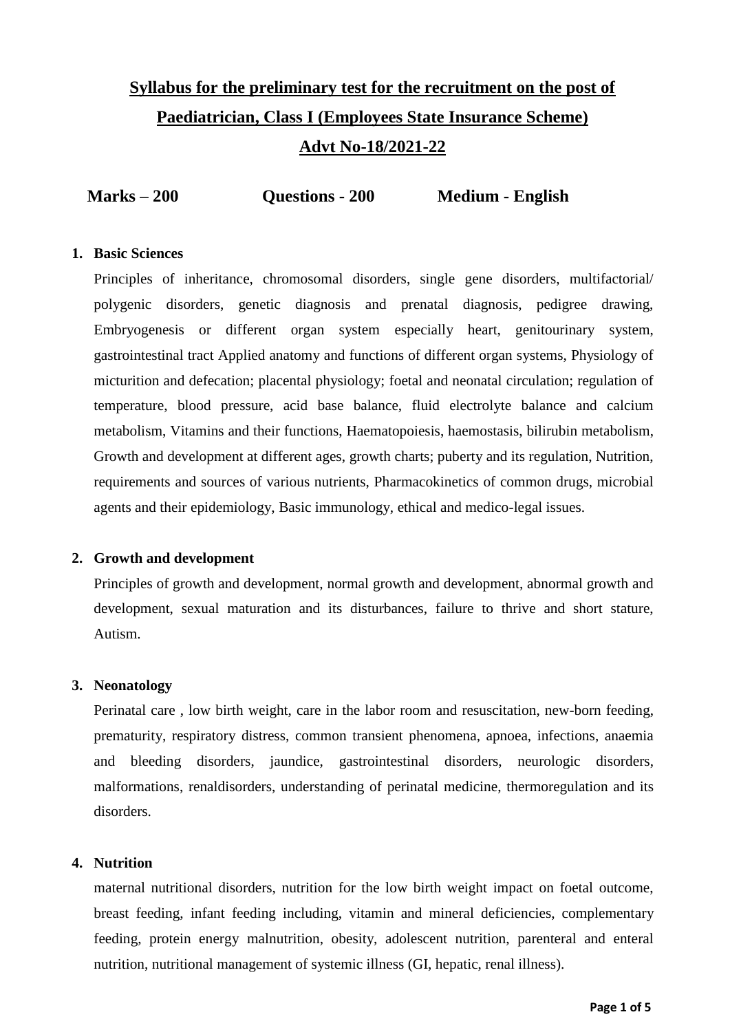# Syllabus for the preliminary test for the recruitment on the post of Paediatrician, Class I (Employees State Insurance Scheme)

## Advt No-18/2021-22

**Marks – 200 Questions - 200 Medium - English**

**1. Basic Sciences**

Principles of inheritance, chromosomal disorders, single gene disorders, multifactorial/ polygenic disorders, genetic diagnosis and prenatal diagnosis, pedigree drawing, Embryogenesis or different organ system especially heart, genitourinary system, gastrointestinal tract Applied anatomy and functions of different organ systems, Physiology of micturition and defecation; placental physiology; foetal and neonatal circulation; regulation of temperature, blood pressure, acid base balance, fluid electrolyte balance and calcium metabolism, Vitamins and their functions, Haematopoiesis, haemostasis, bilirubin metabolism, Growth and development at different ages, growth charts; puberty and its regulation, Nutrition, requirements and sources of various nutrients, Pharmacokinetics of common drugs, microbial agents and their epidemiology, Basic immunology, ethical and medico-legal issues.

**2. Growth and development**

Principles of growth and development, normal growth and development, abnormal growth and development, sexual maturation and its disturbances, failure to thrive and short stature, Autism.

**3. Neonatology**

Perinatal care , low birth weight, care in the labor room and resuscitation, new-born feeding, prematurity, respiratory distress, common transient phenomena, apnoea, infections, anaemia and bleeding disorders, jaundice, gastrointestinal disorders, neurologic disorders, malformations, renaldisorders, understanding of perinatal medicine, thermoregulation and its disorders.

**4. Nutrition**

maternal nutritional disorders, nutrition for the low birth weight impact on foetal outcome, breast feeding, infant feeding including, vitamin and mineral deficiencies, complementary feeding, protein energy malnutrition, obesity, adolescent nutrition, parenteral and enteral nutrition, nutritional management of systemic illness (GI, hepatic, renal illness).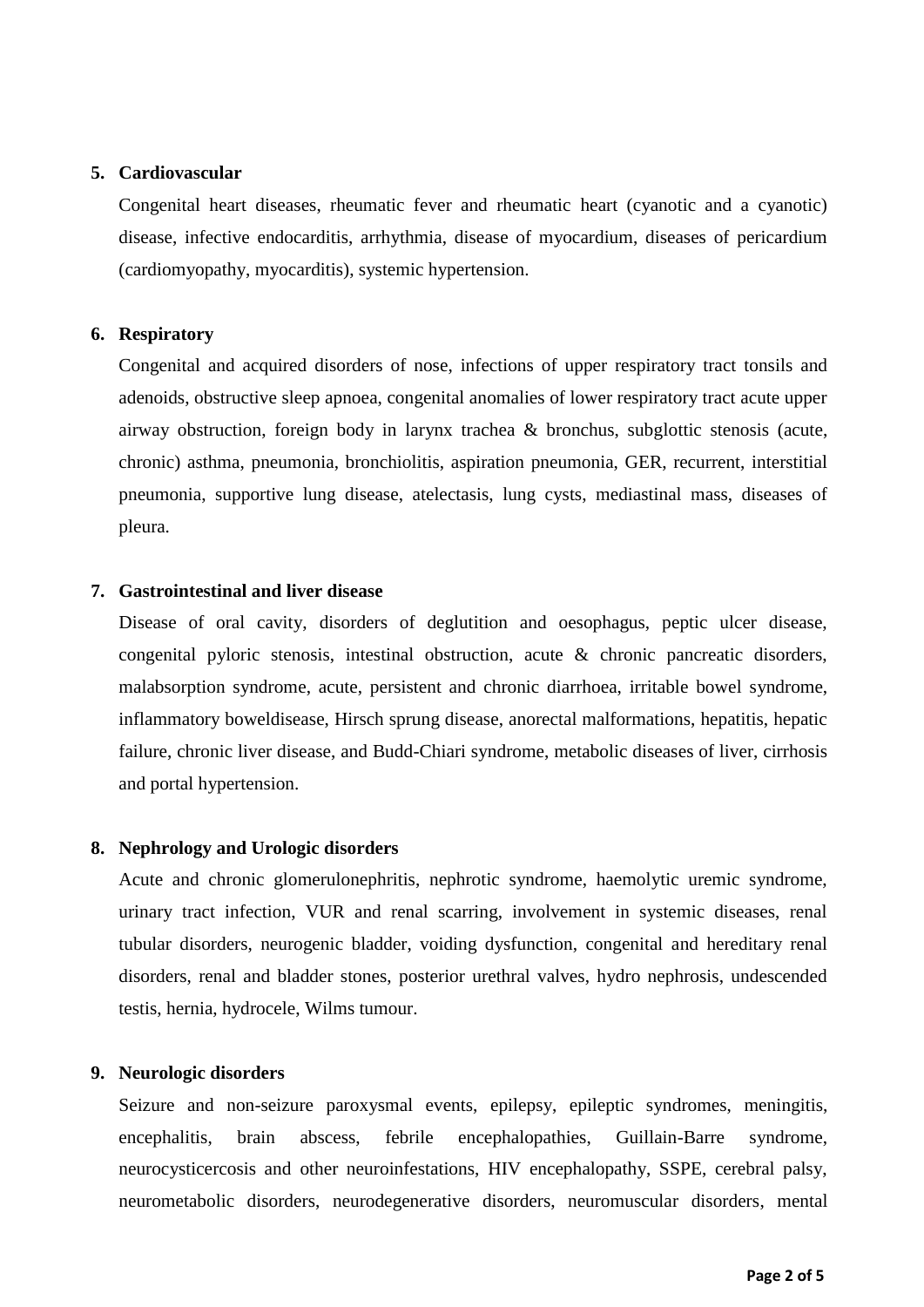5. **Cardiovascular**

   Congenital heart diseases, rheumatic fever and rheumatic heart (cyanotic and a cyanotic) disease, infective endocarditis, arrhythmia, disease of myocardium, diseases of pericardium (cardiomyopathy, myocarditis), systemic hypertension.

6. **Respiratory**

   Congenital and acquired disorders of nose, infections of upper respiratory tract tonsils and adenoids, obstructive sleep apnoea, congenital anomalies of lower respiratory tract acute upper airway obstruction, foreign body in larynx trachea & bronchus, subglottic stenosis (acute, chronic) asthma, pneumonia, bronchiolitis, aspiration pneumonia, GER, recurrent, interstitial pneumonia, supportive lung disease, atelectasis, lung cysts, mediastinal mass, diseases of pleura.

7. **Gastrointestinal and liver disease**

   Disease of oral cavity, disorders of deglutition and oesophagus, peptic ulcer disease, congenital pyloric stenosis, intestinal obstruction, acute & chronic pancreatic disorders, malabsorption syndrome, acute, persistent and chronic diarrhoea, irritable bowel syndrome, inflammatory boweldisease, Hirsch sprung disease, anorectal malformations, hepatitis, hepatic failure, chronic liver disease, and Budd-Chiari syndrome, metabolic diseases of liver, cirrhosis and portal hypertension.

8. **Nephrology and Urologic disorders**

   Acute and chronic glomerulonephritis, nephrotic syndrome, haemolytic uremic syndrome, urinary tract infection, VUR and renal scarring, involvement in systemic diseases, renal tubular disorders, neurogenic bladder, voiding dysfunction, congenital and hereditary renal disorders, renal and bladder stones, posterior urethral valves, hydro nephrosis, undescended testis, hernia, hydrocele, Wilms tumour.

9. **Neurologic disorders**

   Seizure and non-seizure paroxysmal events, epilepsy, epileptic syndromes, meningitis, encephalitis, brain abscess, febrile encephalopathies, Guillain-Barre syndrome, neurocysticercosis and other neuroinfestations, HIV encephalopathy, SSPE, cerebral palsy, neurometabolic disorders, neurodegenerative disorders, neuromuscular disorders, mental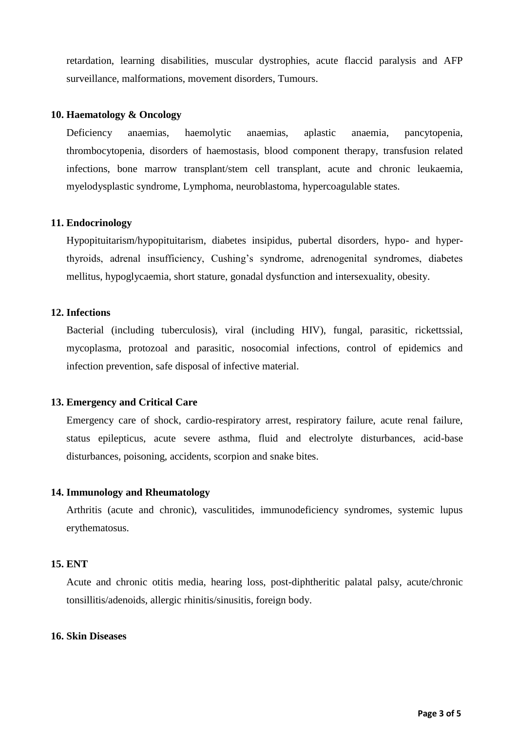retardation, learning disabilities, muscular dystrophies, acute flaccid paralysis and AFP surveillance, malformations, movement disorders, Tumours.

**10. Haematology & Oncology**

Deficiency anaemias, haemolytic anaemias, aplastic anaemia, pancytopenia, thrombocytopenia, disorders of haemostasis, blood component therapy, transfusion related infections, bone marrow transplant/stem cell transplant, acute and chronic leukaemia, myelodysplastic syndrome, Lymphoma, neuroblastoma, hypercoagulable states.

**11. Endocrinology**

Hypopituitarism/hypopituitarism, diabetes insipidus, pubertal disorders, hypo- and hyper-thyroids, adrenal insufficiency, Cushing's syndrome, adrenogenital syndromes, diabetes mellitus, hypoglycaemia, short stature, gonadal dysfunction and intersexuality, obesity.

**12. Infections**

Bacterial (including tuberculosis), viral (including HIV), fungal, parasitic, rickettssial, mycoplasma, protozoal and parasitic, nosocomial infections, control of epidemics and infection prevention, safe disposal of infective material.

**13. Emergency and Critical Care**

Emergency care of shock, cardio-respiratory arrest, respiratory failure, acute renal failure, status epilepticus, acute severe asthma, fluid and electrolyte disturbances, acid-base disturbances, poisoning, accidents, scorpion and snake bites.

**14. Immunology and Rheumatology**

Arthritis (acute and chronic), vasculitides, immunodeficiency syndromes, systemic lupus erythematosus.

**15. ENT**

Acute and chronic otitis media, hearing loss, post-diphtheritic palatal palsy, acute/chronic tonsillitis/adenoids, allergic rhinitis/sinusitis, foreign body.

**16. Skin Diseases**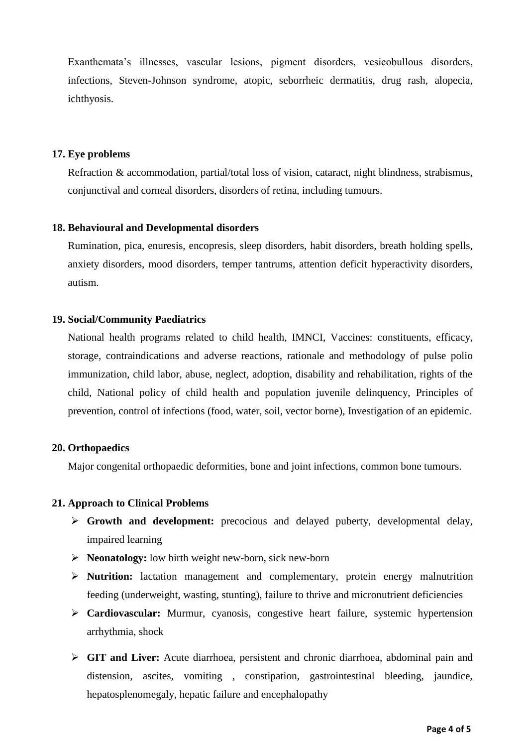Exanthemata's illnesses, vascular lesions, pigment disorders, vesicobullous disorders, infections, Steven-Johnson syndrome, atopic, seborrheic dermatitis, drug rash, alopecia, ichthyosis.

**17. Eye problems**

Refraction & accommodation, partial/total loss of vision, cataract, night blindness, strabismus, conjunctival and corneal disorders, disorders of retina, including tumours.

**18. Behavioural and Developmental disorders**

Rumination, pica, enuresis, encopresis, sleep disorders, habit disorders, breath holding spells, anxiety disorders, mood disorders, temper tantrums, attention deficit hyperactivity disorders, autism.

**19. Social/Community Paediatrics**

National health programs related to child health, IMNCI, Vaccines: constituents, efficacy, storage, contraindications and adverse reactions, rationale and methodology of pulse polio immunization, child labor, abuse, neglect, adoption, disability and rehabilitation, rights of the child, National policy of child health and population juvenile delinquency, Principles of prevention, control of infections (food, water, soil, vector borne), Investigation of an epidemic.

**20. Orthopaedics**

Major congenital orthopaedic deformities, bone and joint infections, common bone tumours.

**21. Approach to Clinical Problems**

- **Growth and development:** precocious and delayed puberty, developmental delay, impaired learning
- **Neonatology:** low birth weight new-born, sick new-born
- **Nutrition:** lactation management and complementary, protein energy malnutrition feeding (underweight, wasting, stunting), failure to thrive and micronutrient deficiencies
- **Cardiovascular:** Murmur, cyanosis, congestive heart failure, systemic hypertension arrhythmia, shock
- **GIT and Liver:** Acute diarrhoea, persistent and chronic diarrhoea, abdominal pain and distension, ascites, vomiting , constipation, gastrointestinal bleeding, jaundice, hepatosplenomegaly, hepatic failure and encephalopathy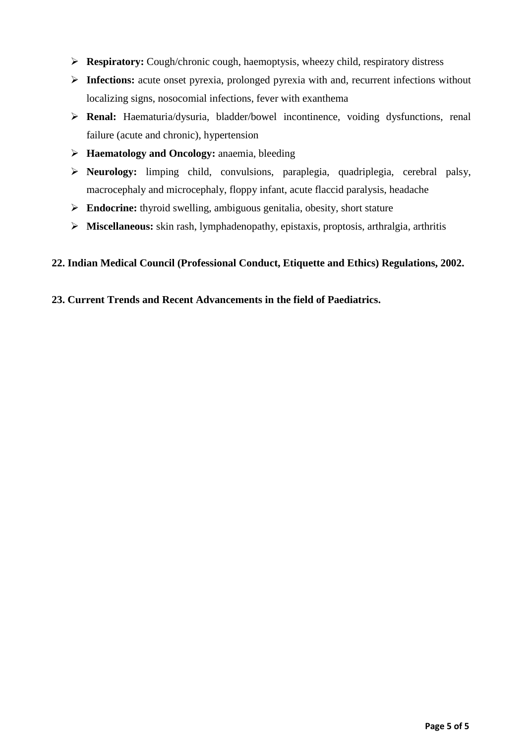- **Respiratory:** Cough/chronic cough, haemoptysis, wheezy child, respiratory distress
- **Infections:** acute onset pyrexia, prolonged pyrexia with and, recurrent infections without localizing signs, nosocomial infections, fever with exanthema
- **Renal:** Haematuria/dysuria, bladder/bowel incontinence, voiding dysfunctions, renal failure (acute and chronic), hypertension
- **Haematology and Oncology:** anaemia, bleeding
- **Neurology:** limping child, convulsions, paraplegia, quadriplegia, cerebral palsy, macrocephaly and microcephaly, floppy infant, acute flaccid paralysis, headache
- **Endocrine:** thyroid swelling, ambiguous genitalia, obesity, short stature
- **Miscellaneous:** skin rash, lymphadenopathy, epistaxis, proptosis, arthralgia, arthritis

**22. Indian Medical Council (Professional Conduct, Etiquette and Ethics) Regulations, 2002.**

**23. Current Trends and Recent Advancements in the field of Paediatrics.**